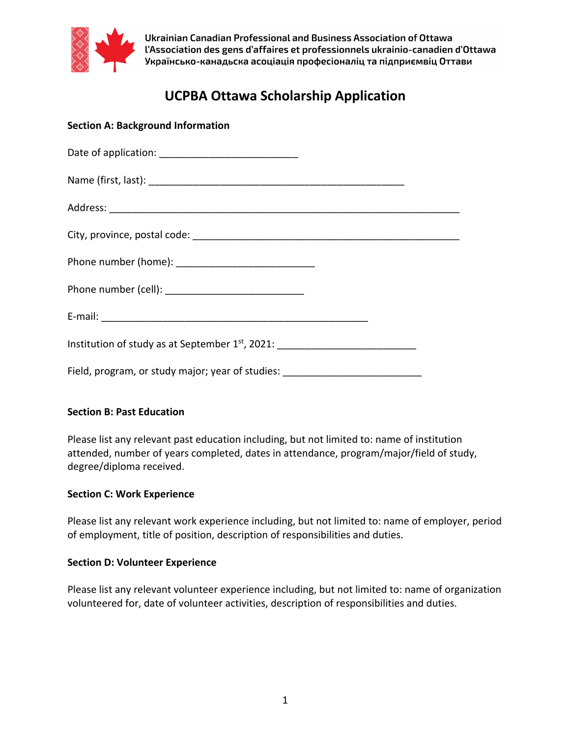Ukrainian Canadian Professional and Business Association of Ottawa
l'Association des gens d'affaires et professionnels ukrainio-canadien d'Ottawa
Українсько-канадська асоціація професіоналіц та підприємвіц Оттави

# UCPBA Ottawa Scholarship Application

**Section A: Background Information**

Date of application: _________________________

Name (first, last): ______________________________________________

Address: ________________________________________________________________

City, province, postal code: __________________________________________________

Phone number (home): _________________________

Phone number (cell): _________________________

E-mail: _________________________________________________

Institution of study as at September 1st, 2021: _________________________

Field, program, or study major; year of studies: _________________________

**Section B: Past Education**

Please list any relevant past education including, but not limited to: name of institution attended, number of years completed, dates in attendance, program/major/field of study, degree/diploma received.

**Section C: Work Experience**

Please list any relevant work experience including, but not limited to: name of employer, period of employment, title of position, description of responsibilities and duties.

**Section D: Volunteer Experience**

Please list any relevant volunteer experience including, but not limited to: name of organization volunteered for, date of volunteer activities, description of responsibilities and duties.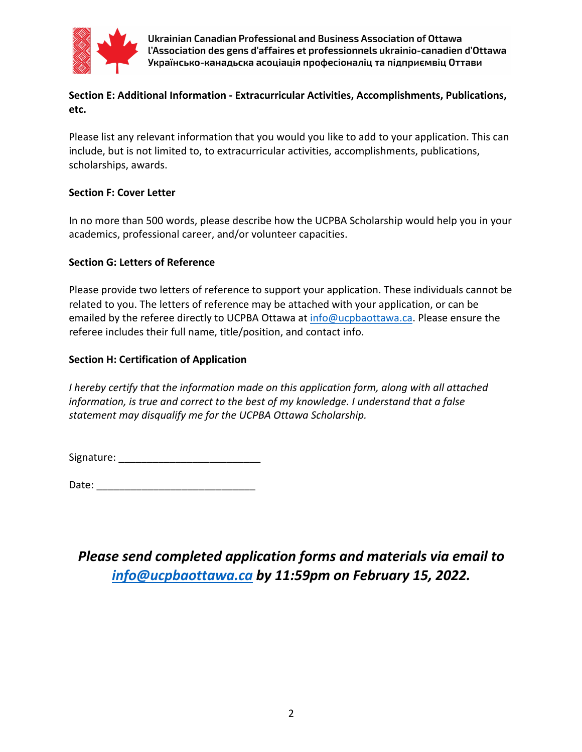Ukrainian Canadian Professional and Business Association of Ottawa
l'Association des gens d'affaires et professionnels ukrainio-canadien d'Ottawa
Українсько-канадьска асоціація професіоналіц та підприємвіц Оттави

**Section E: Additional Information - Extracurricular Activities, Accomplishments, Publications, etc.**

Please list any relevant information that you would you like to add to your application. This can include, but is not limited to, to extracurricular activities, accomplishments, publications, scholarships, awards.

**Section F: Cover Letter**

In no more than 500 words, please describe how the UCPBA Scholarship would help you in your academics, professional career, and/or volunteer capacities.

**Section G: Letters of Reference**

Please provide two letters of reference to support your application. These individuals cannot be related to you. The letters of reference may be attached with your application, or can be emailed by the referee directly to UCPBA Ottawa at info@ucpbaottawa.ca. Please ensure the referee includes their full name, title/position, and contact info.

**Section H: Certification of Application**

*I hereby certify that the information made on this application form, along with all attached information, is true and correct to the best of my knowledge. I understand that a false statement may disqualify me for the UCPBA Ottawa Scholarship.*

Signature: ________________________

Date: ___________________________

***Please send completed application forms and materials via email to info@ucpbaottawa.ca by 11:59pm on February 15, 2022.***